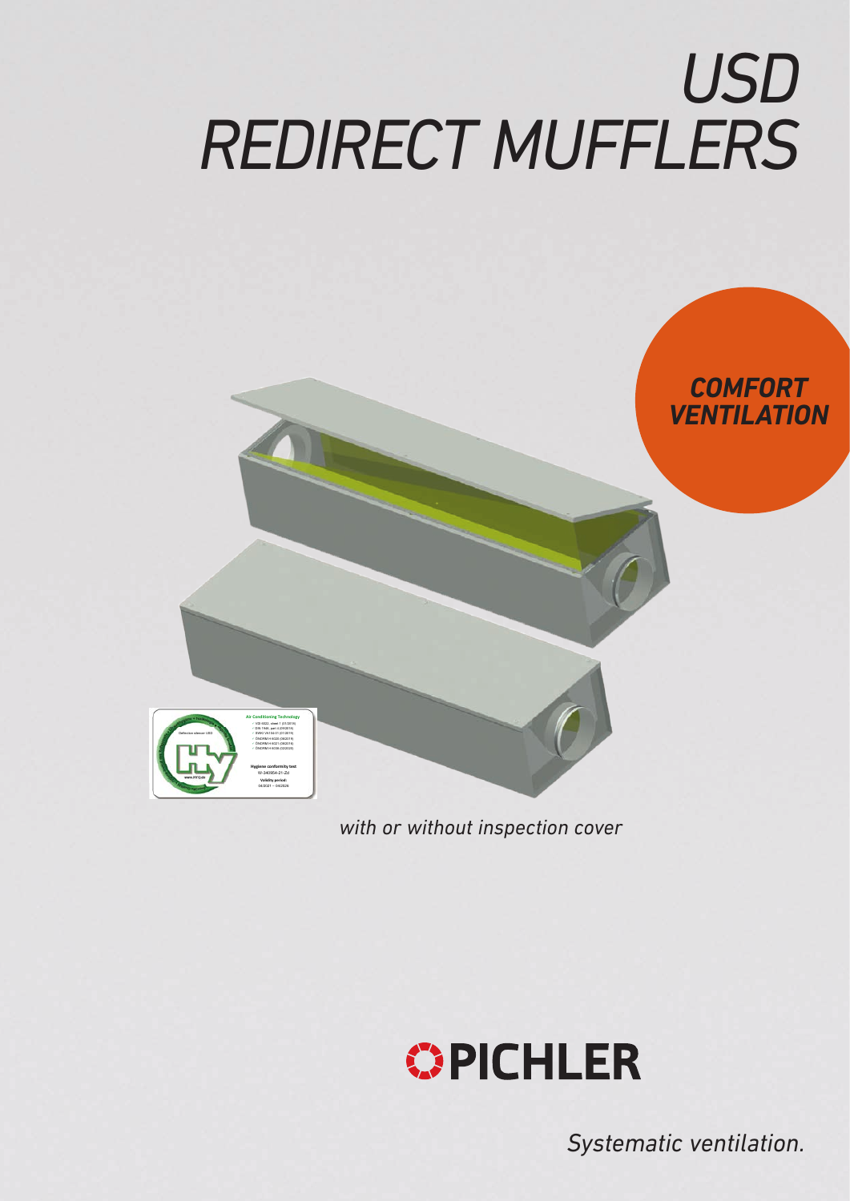# USD REDIRECT MUFFLERS

**COMFORT VENTILATION**

Air Conditioning Technology

✓ VDI 6022, sheet 1 (01/2018)
✓ DIN 1946, part 4 (09/2018)
✓ SWKI VA104-01 (01/2019)
✓ ÖNORM H 6020 (08/2019)
✓ ÖNORM H 6021 (08/2016)
✓ ÖNORM H 6038 (02/2020)

Deflection silencer USD

Hygiene conformity test
W-340954-21-Zd
Validity period:
04/2021 – 04/2026

www.HYG.de

*with or without inspection cover*

PICHLER

*Systematic ventilation.*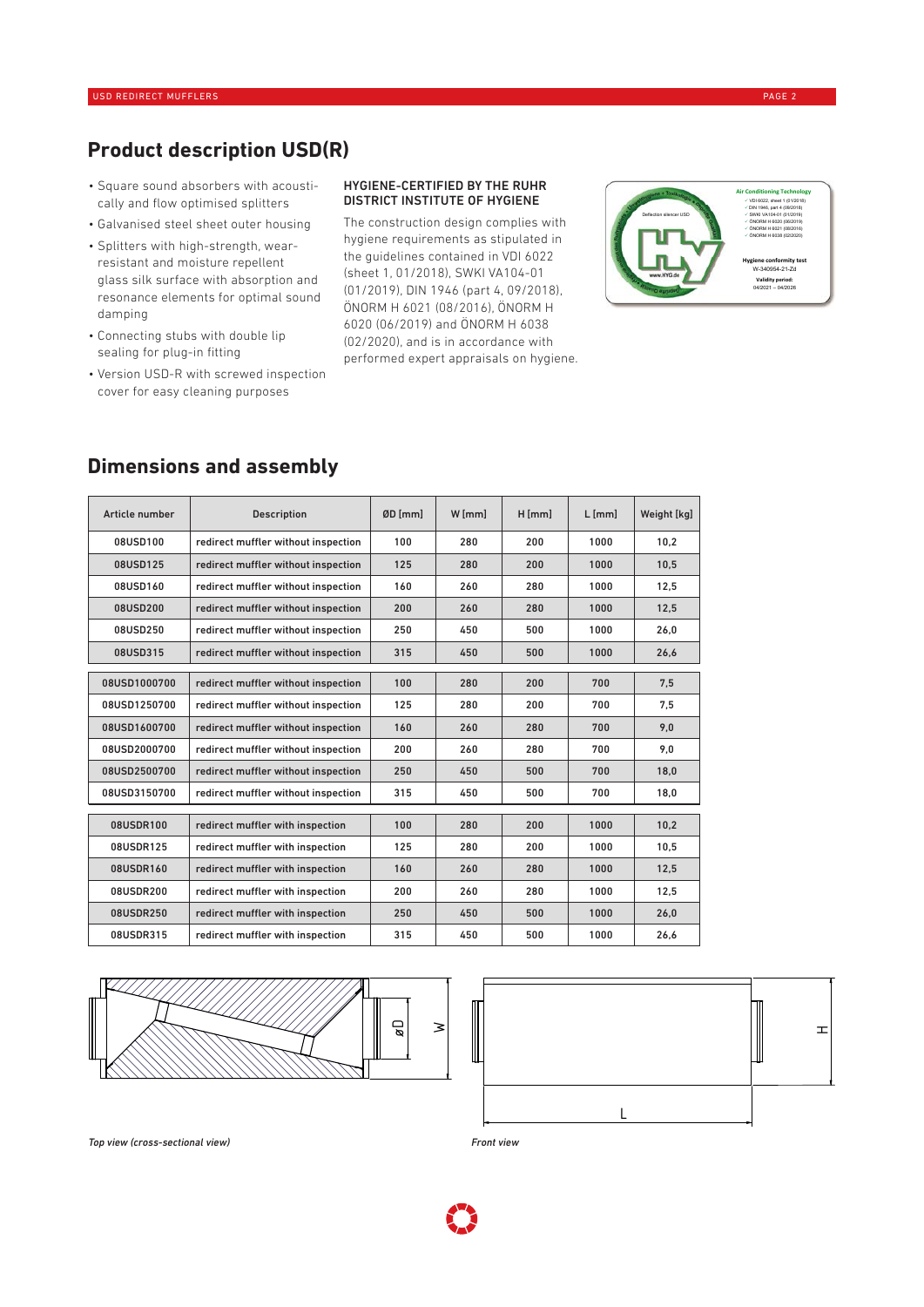# Product description USD(R)

- Square sound absorbers with acoustically and flow optimised splitters
- Galvanised steel sheet outer housing
- Splitters with high-strength, wear-resistant and moisture repellent glass silk surface with absorption and resonance elements for optimal sound damping
- Connecting stubs with double lip sealing for plug-in fitting
- Version USD-R with screwed inspection cover for easy cleaning purposes

### HYGIENE-CERTIFIED BY THE RUHR DISTRICT INSTITUTE OF HYGIENE

The construction design complies with hygiene requirements as stipulated in the guidelines contained in VDI 6022 (sheet 1, 01/2018), SWKI VA104-01 (01/2019), DIN 1946 (part 4, 09/2018), ÖNORM H 6021 (08/2016), ÖNORM H 6020 (06/2019) and ÖNORM H 6038 (02/2020), and is in accordance with performed expert appraisals on hygiene.

Air Conditioning Technology
✓ VDI 6022, sheet 1 (01/2018)
✓ DIN 1946, part 4 (09/2018)
✓ SWKI VA104-01 (01/2019)
✓ ÖNORM H 6020 (06/2019)
✓ ÖNORM H 6021 (08/2016)
✓ ÖNORM H 6038 (02/2020)

Deflection silencer USD

www.HYG.de

Hygiene conformity test
W-340954-21-Zd
Validity period:
04/2021 – 04/2026

# Dimensions and assembly

| Article number | Description | ØD [mm] | W [mm] | H [mm] | L [mm] | Weight [kg] |
|---|---|---|---|---|---|---|
| 08USD100 | redirect muffler without inspection | 100 | 280 | 200 | 1000 | 10,2 |
| 08USD125 | redirect muffler without inspection | 125 | 280 | 200 | 1000 | 10,5 |
| 08USD160 | redirect muffler without inspection | 160 | 260 | 280 | 1000 | 12,5 |
| 08USD200 | redirect muffler without inspection | 200 | 260 | 280 | 1000 | 12,5 |
| 08USD250 | redirect muffler without inspection | 250 | 450 | 500 | 1000 | 26,0 |
| 08USD315 | redirect muffler without inspection | 315 | 450 | 500 | 1000 | 26,6 |
| 08USD1000700 | redirect muffler without inspection | 100 | 280 | 200 | 700 | 7,5 |
| 08USD1250700 | redirect muffler without inspection | 125 | 280 | 200 | 700 | 7,5 |
| 08USD1600700 | redirect muffler without inspection | 160 | 260 | 280 | 700 | 9,0 |
| 08USD2000700 | redirect muffler without inspection | 200 | 260 | 280 | 700 | 9,0 |
| 08USD2500700 | redirect muffler without inspection | 250 | 450 | 500 | 700 | 18,0 |
| 08USD3150700 | redirect muffler without inspection | 315 | 450 | 500 | 700 | 18,0 |
| 08USDR100 | redirect muffler with inspection | 100 | 280 | 200 | 1000 | 10,2 |
| 08USDR125 | redirect muffler with inspection | 125 | 280 | 200 | 1000 | 10,5 |
| 08USDR160 | redirect muffler with inspection | 160 | 260 | 280 | 1000 | 12,5 |
| 08USDR200 | redirect muffler with inspection | 200 | 260 | 280 | 1000 | 12,5 |
| 08USDR250 | redirect muffler with inspection | 250 | 450 | 500 | 1000 | 26,0 |
| 08USDR315 | redirect muffler with inspection | 315 | 450 | 500 | 1000 | 26,6 |

ØD W

*Top view (cross-sectional view)*

H L

*Front view*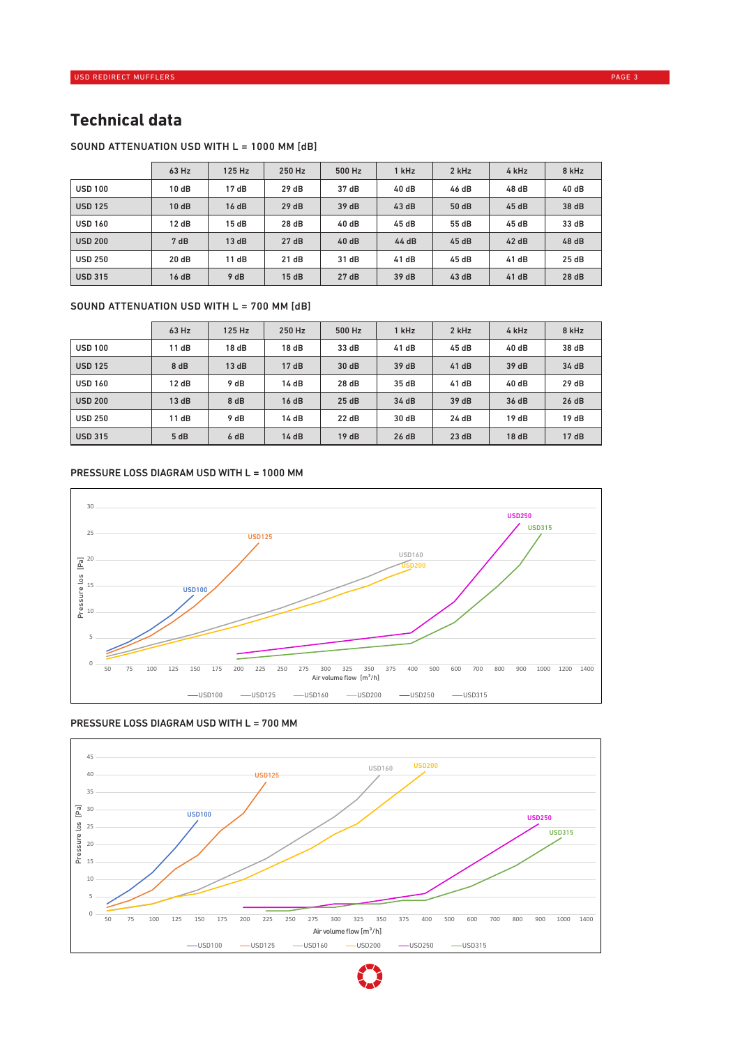## Technical data

SOUND ATTENUATION USD WITH L = 1000 MM [dB]

| | 63 Hz | 125 Hz | 250 Hz | 500 Hz | 1 kHz | 2 kHz | 4 kHz | 8 kHz |
|---|---|---|---|---|---|---|---|---|
| USD 100 | 10 dB | 17 dB | 29 dB | 37 dB | 40 dB | 46 dB | 48 dB | 40 dB |
| USD 125 | 10 dB | 16 dB | 29 dB | 39 dB | 43 dB | 50 dB | 45 dB | 38 dB |
| USD 160 | 12 dB | 15 dB | 28 dB | 40 dB | 45 dB | 55 dB | 45 dB | 33 dB |
| USD 200 | 7 dB | 13 dB | 27 dB | 40 dB | 44 dB | 45 dB | 42 dB | 48 dB |
| USD 250 | 20 dB | 11 dB | 21 dB | 31 dB | 41 dB | 45 dB | 41 dB | 25 dB |
| USD 315 | 16 dB | 9 dB | 15 dB | 27 dB | 39 dB | 43 dB | 41 dB | 28 dB |

SOUND ATTENUATION USD WITH L = 700 MM [dB]

| | 63 Hz | 125 Hz | 250 Hz | 500 Hz | 1 kHz | 2 kHz | 4 kHz | 8 kHz |
|---|---|---|---|---|---|---|---|---|
| USD 100 | 11 dB | 18 dB | 18 dB | 33 dB | 41 dB | 45 dB | 40 dB | 38 dB |
| USD 125 | 8 dB | 13 dB | 17 dB | 30 dB | 39 dB | 41 dB | 39 dB | 34 dB |
| USD 160 | 12 dB | 9 dB | 14 dB | 28 dB | 35 dB | 41 dB | 40 dB | 29 dB |
| USD 200 | 13 dB | 8 dB | 16 dB | 25 dB | 34 dB | 39 dB | 36 dB | 26 dB |
| USD 250 | 11 dB | 9 dB | 14 dB | 22 dB | 30 dB | 24 dB | 19 dB | 19 dB |
| USD 315 | 5 dB | 6 dB | 14 dB | 19 dB | 26 dB | 23 dB | 18 dB | 17 dB |

PRESSURE LOSS DIAGRAM USD WITH L = 1000 MM

PRESSURE LOSS DIAGRAM USD WITH L = 700 MM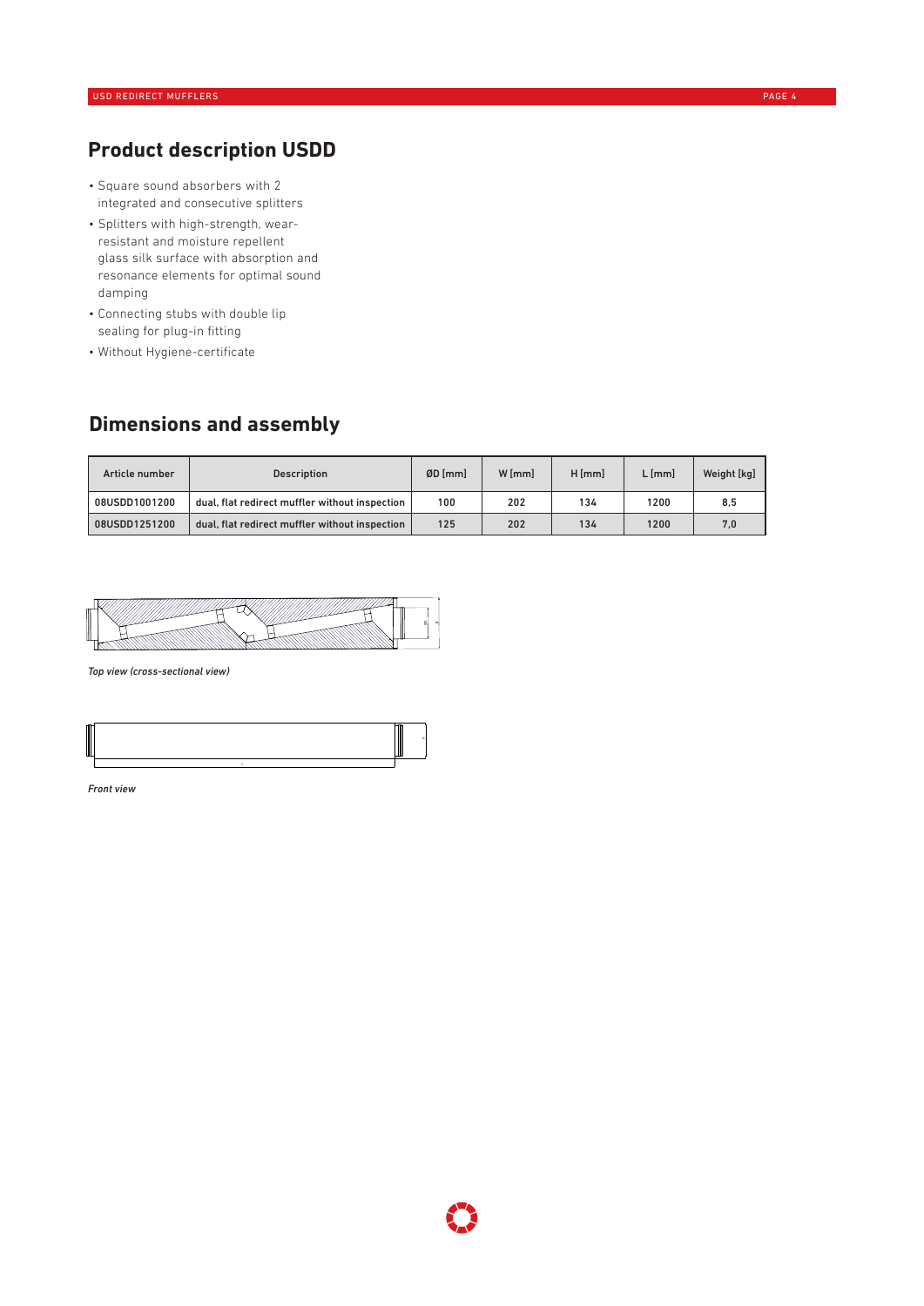## Product description USDD

- Square sound absorbers with 2 integrated and consecutive splitters
- Splitters with high-strength, wear-resistant and moisture repellent glass silk surface with absorption and resonance elements for optimal sound damping
- Connecting stubs with double lip sealing for plug-in fitting
- Without Hygiene-certificate

## Dimensions and assembly

| Article number | Description | ØD [mm] | W [mm] | H [mm] | L [mm] | Weight [kg] |
|---|---|---|---|---|---|---|
| 08USDD1001200 | dual, flat redirect muffler without inspection | 100 | 202 | 134 | 1200 | 8,5 |
| 08USDD1251200 | dual, flat redirect muffler without inspection | 125 | 202 | 134 | 1200 | 7,0 |

*Top view (cross-sectional view)*

*Front view*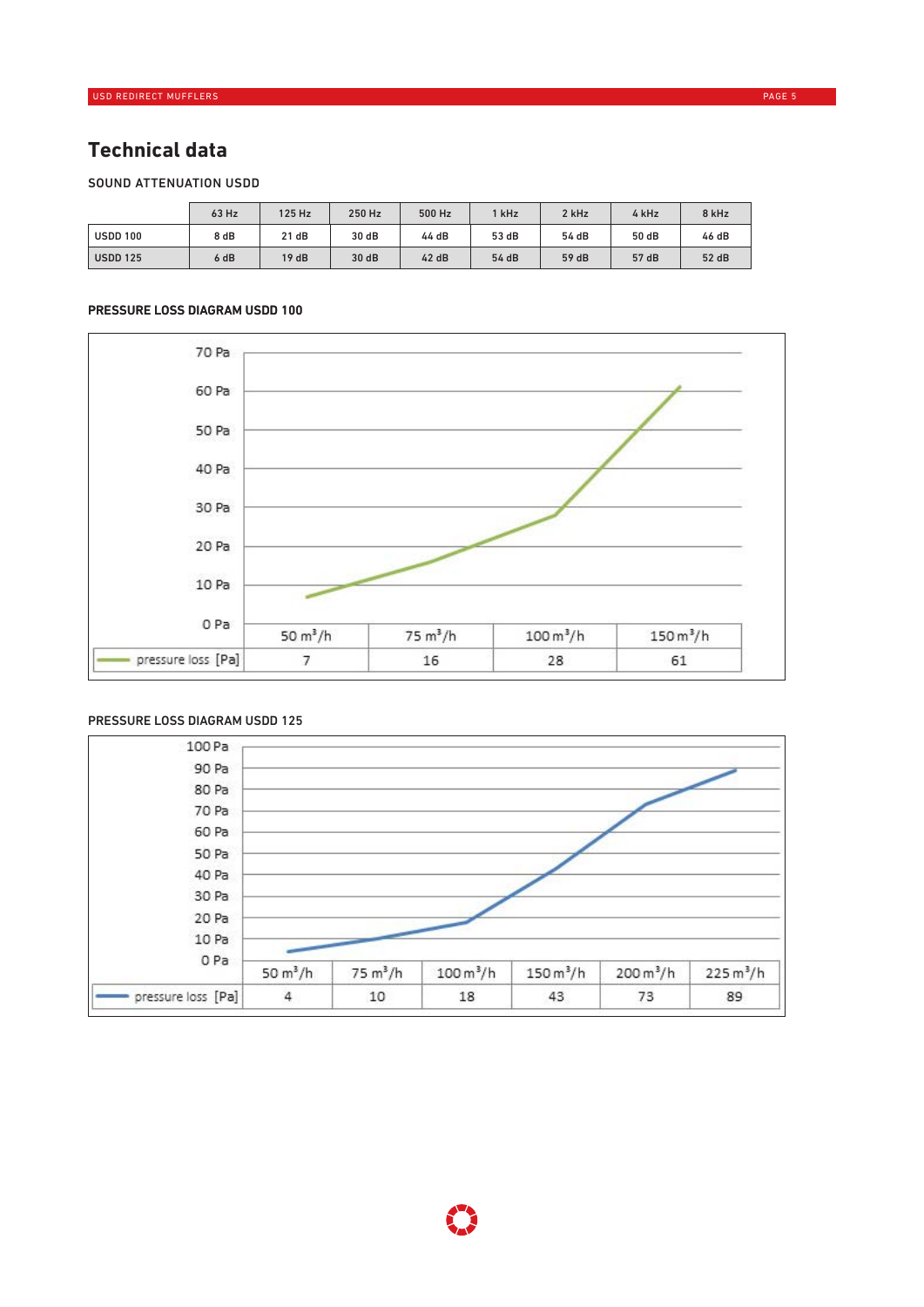# Technical data

SOUND ATTENUATION USDD

| | 63 Hz | 125 Hz | 250 Hz | 500 Hz | 1 kHz | 2 kHz | 4 kHz | 8 kHz |
|---|---|---|---|---|---|---|---|---|
| USDD 100 | 8 dB | 21 dB | 30 dB | 44 dB | 53 dB | 54 dB | 50 dB | 46 dB |
| USDD 125 | 6 dB | 19 dB | 30 dB | 42 dB | 54 dB | 59 dB | 57 dB | 52 dB |

PRESSURE LOSS DIAGRAM USDD 100

| | 50 m³/h | 75 m³/h | 100 m³/h | 150 m³/h |
|---|---|---|---|---|
| pressure loss [Pa] | 7 | 16 | 28 | 61 |

PRESSURE LOSS DIAGRAM USDD 125

| | 50 m³/h | 75 m³/h | 100 m³/h | 150 m³/h | 200 m³/h | 225 m³/h |
|---|---|---|---|---|---|---|
| pressure loss [Pa] | 4 | 10 | 18 | 43 | 73 | 89 |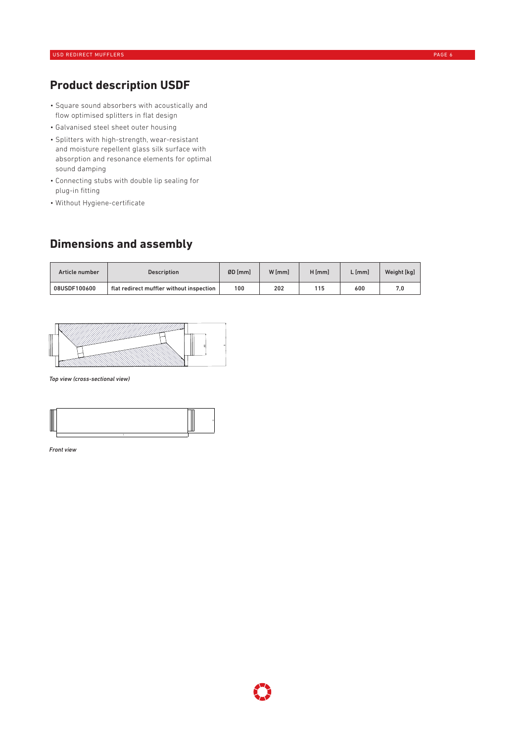## Product description USDF

- Square sound absorbers with acoustically and flow optimised splitters in flat design
- Galvanised steel sheet outer housing
- Splitters with high-strength, wear-resistant and moisture repellent glass silk surface with absorption and resonance elements for optimal sound damping
- Connecting stubs with double lip sealing for plug-in fitting
- Without Hygiene-certificate

## Dimensions and assembly

| Article number | Description | ØD [mm] | W [mm] | H [mm] | L [mm] | Weight [kg] |
|---|---|---|---|---|---|---|
| 08USDF100600 | flat redirect muffler without inspection | 100 | 202 | 115 | 600 | 7,0 |

*Top view (cross-sectional view)*

*Front view*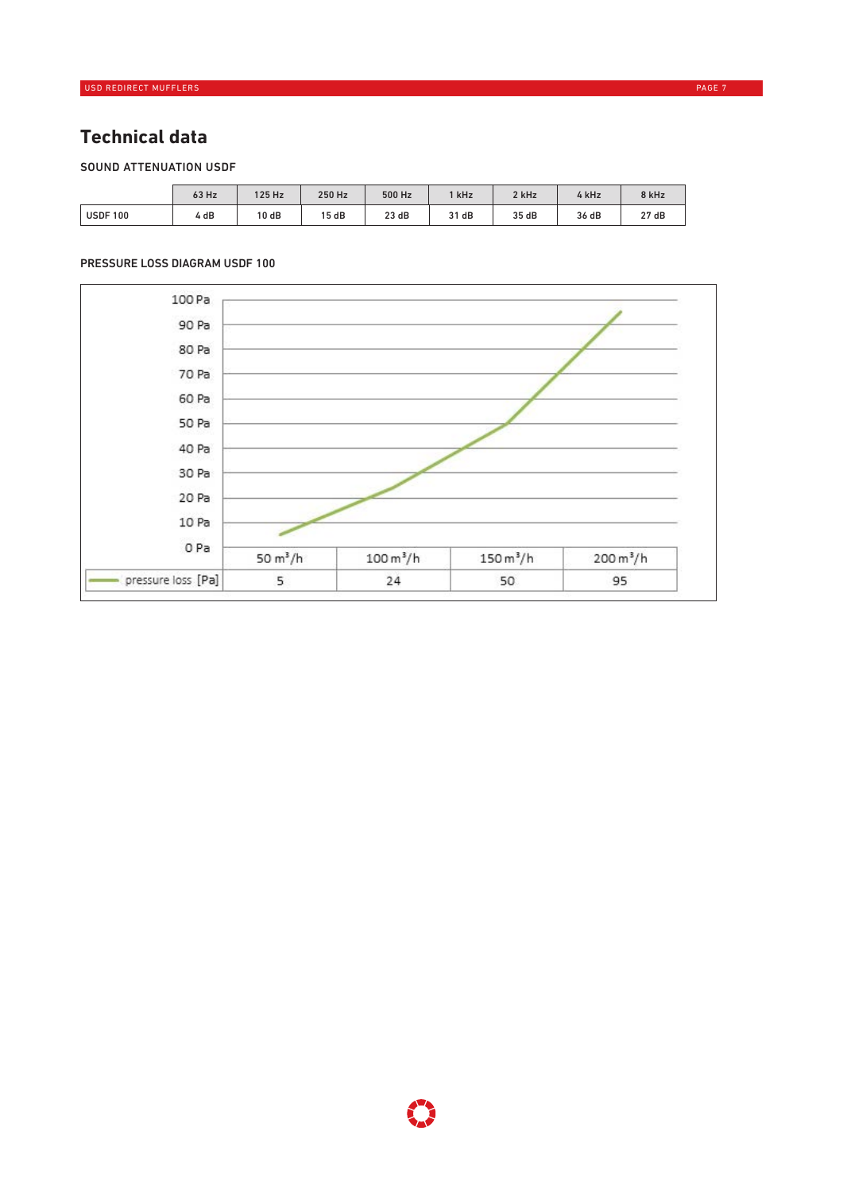# Technical data

SOUND ATTENUATION USDF

| | 63 Hz | 125 Hz | 250 Hz | 500 Hz | 1 kHz | 2 kHz | 4 kHz | 8 kHz |
|---|---|---|---|---|---|---|---|---|
| USDF 100 | 4 dB | 10 dB | 15 dB | 23 dB | 31 dB | 35 dB | 36 dB | 27 dB |

PRESSURE LOSS DIAGRAM USDF 100

| | 50 m³/h | 100 m³/h | 150 m³/h | 200 m³/h |
|---|---|---|---|---|
| pressure loss [Pa] | 5 | 24 | 50 | 95 |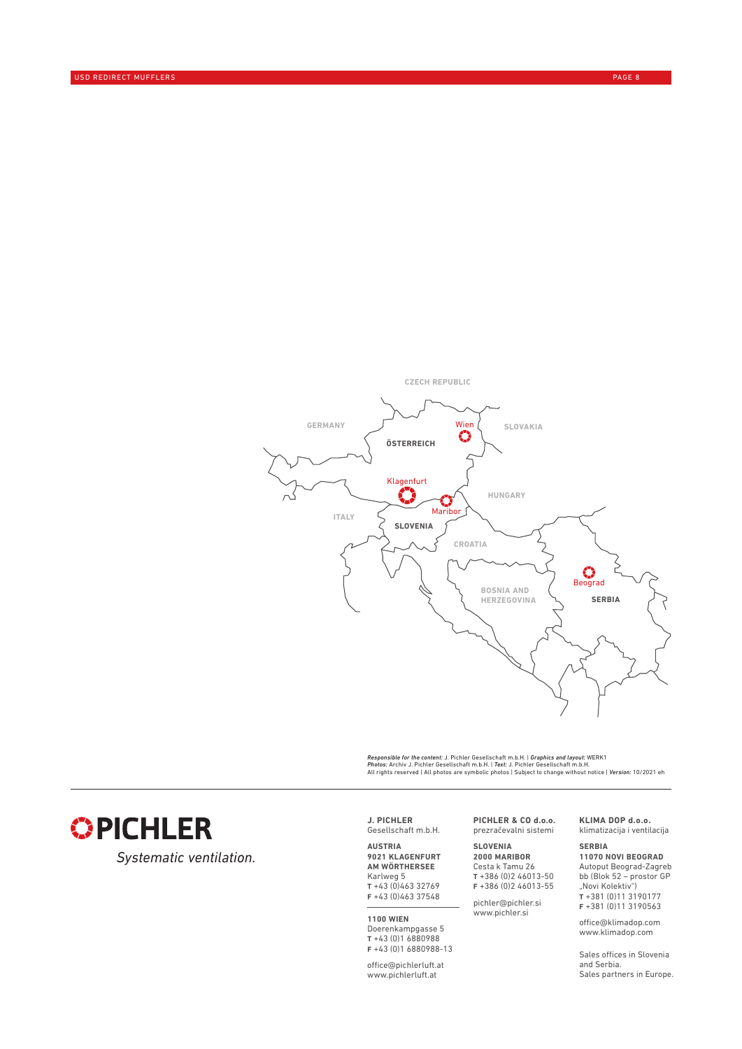CZECH REPUBLIC
GERMANY
ÖSTERREICH
Wien
SLOVAKIA
Klagenfurt
Maribor
HUNGARY
ITALY
SLOVENIA
CROATIA
BOSNIA AND HERZEGOVINA
Beograd
SERBIA

***Responsible for the content:*** J. Pichler Gesellschaft m.b.H. | ***Graphics and layout:*** WERK1
***Photos:*** Archiv J. Pichler Gesellschaft m.b.H. | ***Text:*** J. Pichler Gesellschaft m.b.H.
All rights reserved | All photos are symbolic photos | Subject to change without notice | ***Version:*** 10/2021 eh

**PICHLER**
*Systematic ventilation.*

**J. PICHLER**
Gesellschaft m.b.H.

**AUSTRIA**
**9021 KLAGENFURT AM WÖRTHERSEE**
Karlweg 5
**T** +43 (0)463 32769
**F** +43 (0)463 37548

**1100 WIEN**
Doerenkampgasse 5
**T** +43 (0)1 6880988
**F** +43 (0)1 6880988-13

office@pichlerluft.at
www.pichlerluft.at

**PICHLER & CO d.o.o.**
prezračevalni sistemi

**SLOVENIA**
**2000 MARIBOR**
Cesta k Tamu 26
**T** +386 (0)2 46013-50
**F** +386 (0)2 46013-55

pichler@pichler.si
www.pichler.si

**KLIMA DOP d.o.o.**
klimatizacija i ventilacija

**SERBIA**
**11070 NOVI BEOGRAD**
Autoput Beograd-Zagreb bb (Blok 52 – prostor GP „Novi Kolektiv“)
**T** +381 (0)11 3190177
**F** +381 (0)11 3190563

office@klimadop.com
www.klimadop.com

Sales offices in Slovenia and Serbia.
Sales partners in Europe.